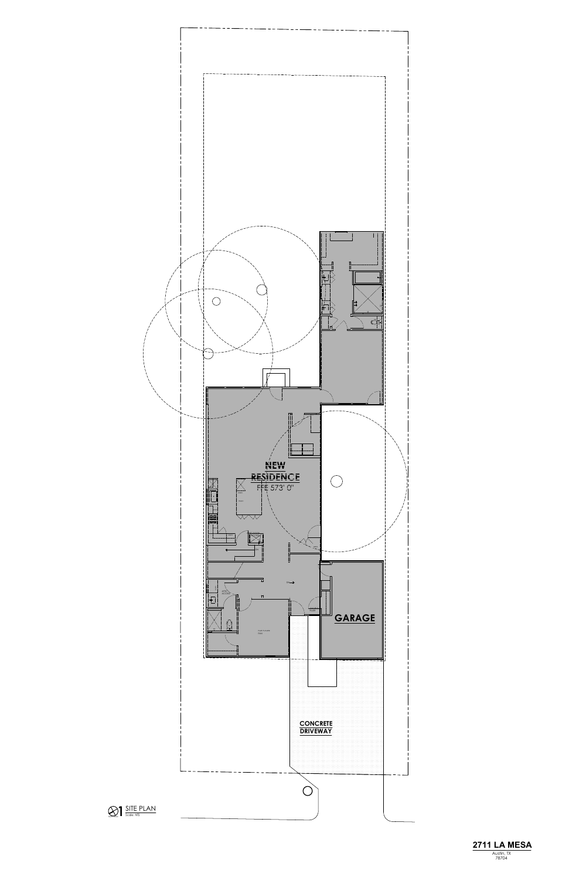NEW RESIDENCE

FFE 573' 0"

GARAGE

CONCRETE DRIVEWAY

1 SITE PLAN

Scale: NTS

**2711 LA MESA**

Austin, TX

78704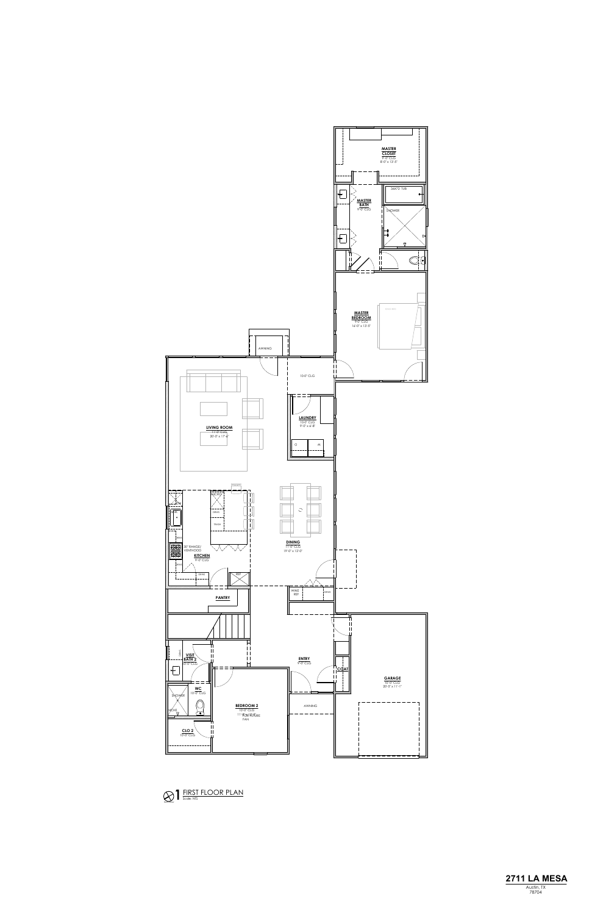MASTER CLOSET
9'-0" CLG
8'-0" x 13'-5"

36X72 TUB

MASTER BATH
9'-0" CLG

SHOWER

MASTER BEDROOM
9'-0" CLG
16'-0" x 13'-5"

AWNING

10'-0" CLG

LIVING ROOM
11'-0" CLG
20'-0" x 17'-4"

LAUNDRY
10'-0" CLG
9'-0" x 6'-8"

MICRO

DRWS

TRASH

30" RANGE/ VENTHOOD

KITCHEN
9'-0" CLG

DRWS

REF

DINING
11'-0" CLG
19'-0" x 12'-0"

WINE REF

DRWS

PANTRY

VISIT BATH 2
9'-0" CLG

ENTRY
9'-0" CLG

COAT

GARAGE
10'-0" CLG
20'-5" x 11'-1"

SHOWER

NICHE

WC
10'-0" CLG

BEDROOM 2
10'-0" CLG
11'-... x ...
FOR FUTURE FAN

AWNING

CLO 2
10'-0" CLG

1 FIRST FLOOR PLAN
Scale: NTS

**2711 LA MESA**
Austin, TX
78704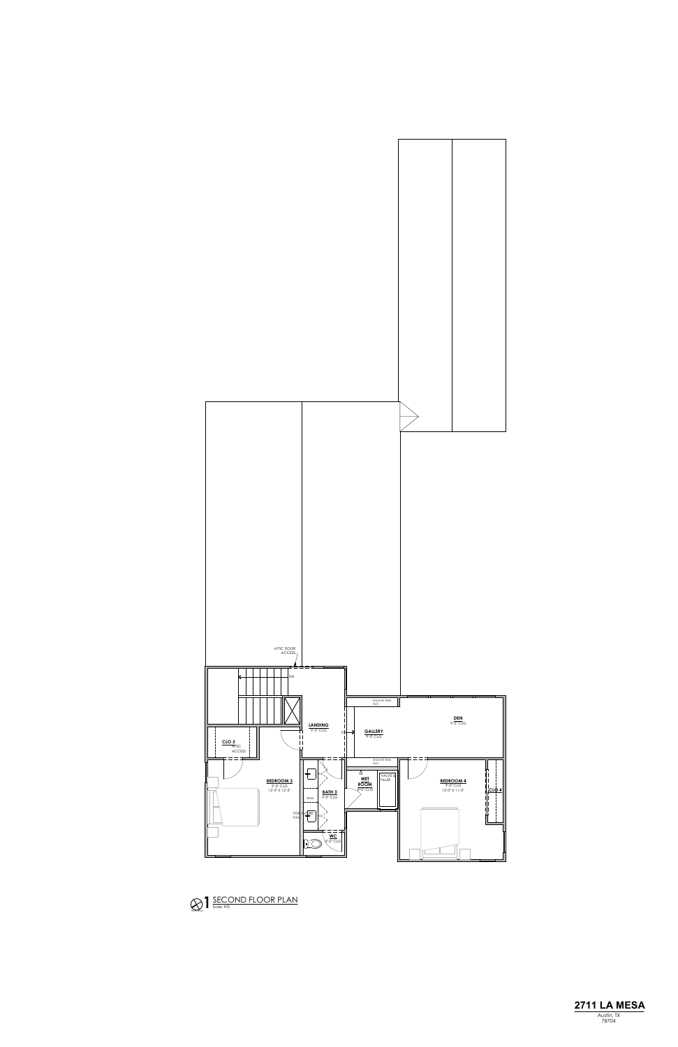ATTIC DOOR ACCESS

DN

**LANDING**
9'-0" CLG

DN

**GALLERY**
9'-0" CLG

SHLVS BY TENV (E/F)

**DEN**
9'-0" CLG

**CLO 3**
ATTIC ACCESS

**BEDROOM 3**
9'-0" CLG
12'-0" X 12'-5"

**BATH 3**
9'-0" CLG

DRNS

FOR FUTURE FAN

**WET ROOM**
9'-0" CLG

VALVE & FILLER

SHLVS BY TENV (E/F)

**BEDROOM 4**
9'-0" CLG
13'-0" X 11'-0"

**CLO 4**

**WC**
9'-0" CLG

1 SECOND FLOOR PLAN
Scale: NTS

**2711 LA MESA**
Austin, TX
78704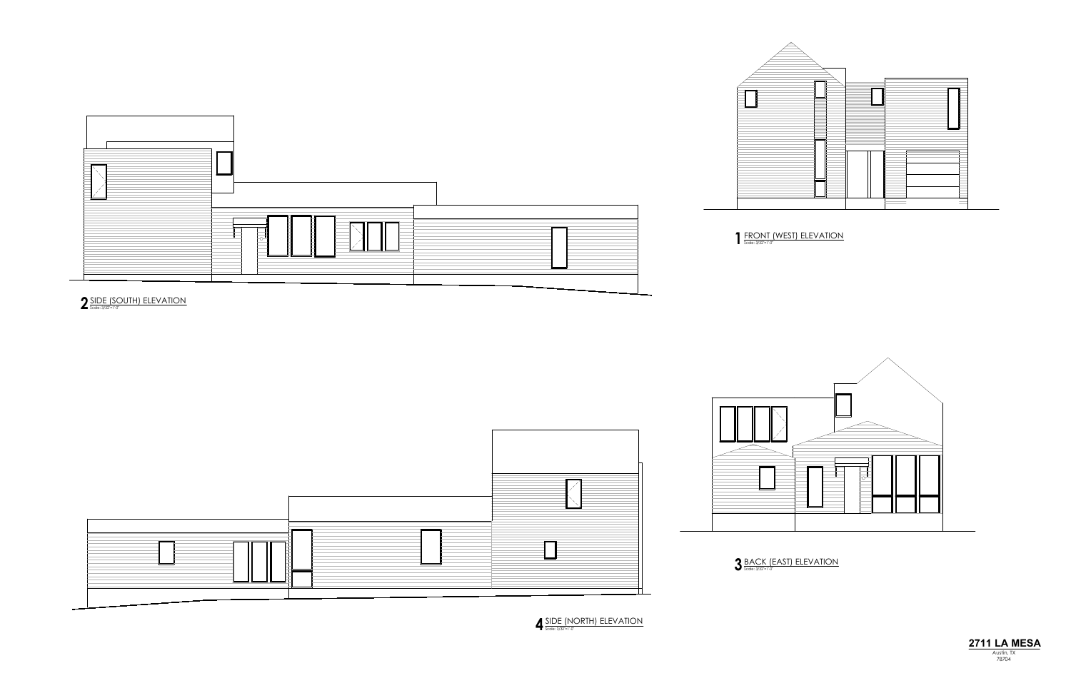2 SIDE (SOUTH) ELEVATION
Scale: 3/32"=1'-0"

1 FRONT (WEST) ELEVATION
Scale: 3/32"=1'-0"

3 BACK (EAST) ELEVATION
Scale: 3/32"=1'-0"

4 SIDE (NORTH) ELEVATION
Scale: 3/32"=1'-0"

**2711 LA MESA**
Austin, TX
78704